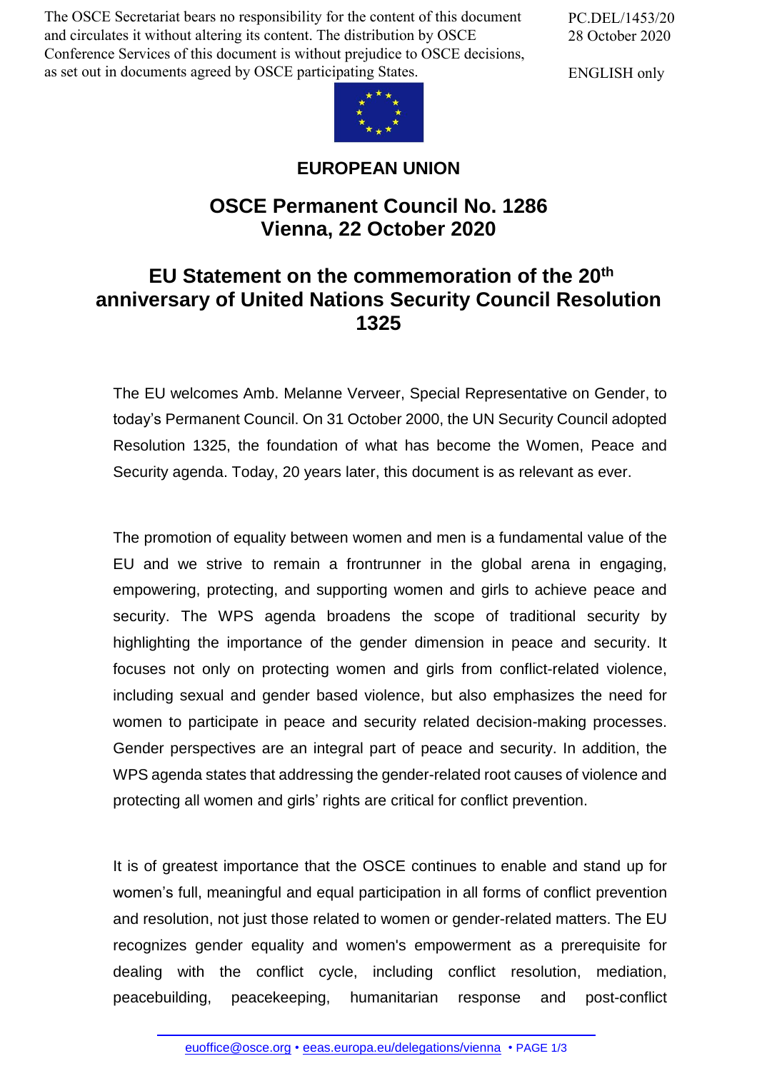The OSCE Secretariat bears no responsibility for the content of this document and circulates it without altering its content. The distribution by OSCE Conference Services of this document is without prejudice to OSCE decisions, as set out in documents agreed by OSCE participating States.

PC.DEL/1453/20
28 October 2020

ENGLISH only

**EUROPEAN UNION**

# OSCE Permanent Council No. 1286
# Vienna, 22 October 2020

## EU Statement on the commemoration of the 20th anniversary of United Nations Security Council Resolution 1325

The EU welcomes Amb. Melanne Verveer, Special Representative on Gender, to today's Permanent Council. On 31 October 2000, the UN Security Council adopted Resolution 1325, the foundation of what has become the Women, Peace and Security agenda. Today, 20 years later, this document is as relevant as ever.

The promotion of equality between women and men is a fundamental value of the EU and we strive to remain a frontrunner in the global arena in engaging, empowering, protecting, and supporting women and girls to achieve peace and security. The WPS agenda broadens the scope of traditional security by highlighting the importance of the gender dimension in peace and security. It focuses not only on protecting women and girls from conflict-related violence, including sexual and gender based violence, but also emphasizes the need for women to participate in peace and security related decision-making processes. Gender perspectives are an integral part of peace and security. In addition, the WPS agenda states that addressing the gender-related root causes of violence and protecting all women and girls' rights are critical for conflict prevention.

It is of greatest importance that the OSCE continues to enable and stand up for women's full, meaningful and equal participation in all forms of conflict prevention and resolution, not just those related to women or gender-related matters. The EU recognizes gender equality and women's empowerment as a prerequisite for dealing with the conflict cycle, including conflict resolution, mediation, peacebuilding, peacekeeping, humanitarian response and post-conflict

euoffice@osce.org • eeas.europa.eu/delegations/vienna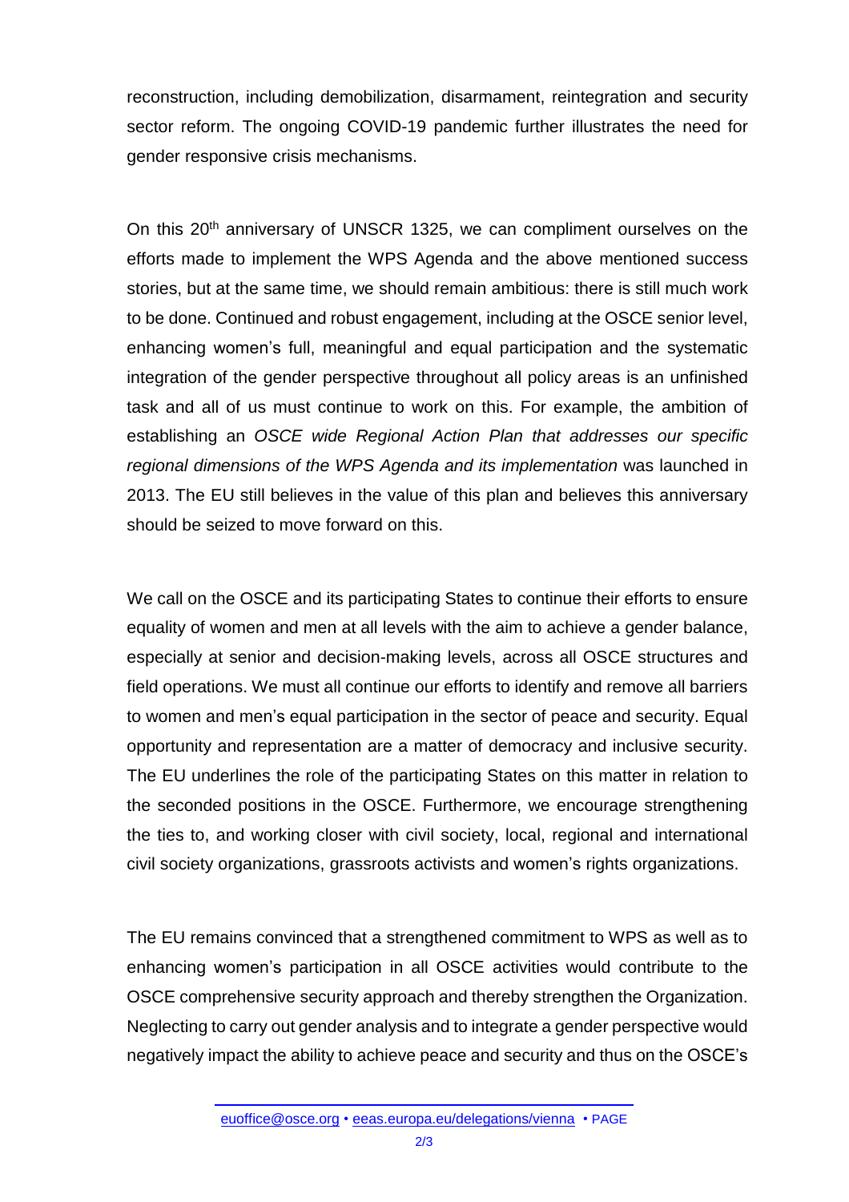reconstruction, including demobilization, disarmament, reintegration and security sector reform. The ongoing COVID-19 pandemic further illustrates the need for gender responsive crisis mechanisms.

On this 20th anniversary of UNSCR 1325, we can compliment ourselves on the efforts made to implement the WPS Agenda and the above mentioned success stories, but at the same time, we should remain ambitious: there is still much work to be done. Continued and robust engagement, including at the OSCE senior level, enhancing women's full, meaningful and equal participation and the systematic integration of the gender perspective throughout all policy areas is an unfinished task and all of us must continue to work on this. For example, the ambition of establishing an *OSCE wide Regional Action Plan that addresses our specific regional dimensions of the WPS Agenda and its implementation* was launched in 2013. The EU still believes in the value of this plan and believes this anniversary should be seized to move forward on this.

We call on the OSCE and its participating States to continue their efforts to ensure equality of women and men at all levels with the aim to achieve a gender balance, especially at senior and decision-making levels, across all OSCE structures and field operations. We must all continue our efforts to identify and remove all barriers to women and men's equal participation in the sector of peace and security. Equal opportunity and representation are a matter of democracy and inclusive security. The EU underlines the role of the participating States on this matter in relation to the seconded positions in the OSCE. Furthermore, we encourage strengthening the ties to, and working closer with civil society, local, regional and international civil society organizations, grassroots activists and women's rights organizations.

The EU remains convinced that a strengthened commitment to WPS as well as to enhancing women's participation in all OSCE activities would contribute to the OSCE comprehensive security approach and thereby strengthen the Organization. Neglecting to carry out gender analysis and to integrate a gender perspective would negatively impact the ability to achieve peace and security and thus on the OSCE's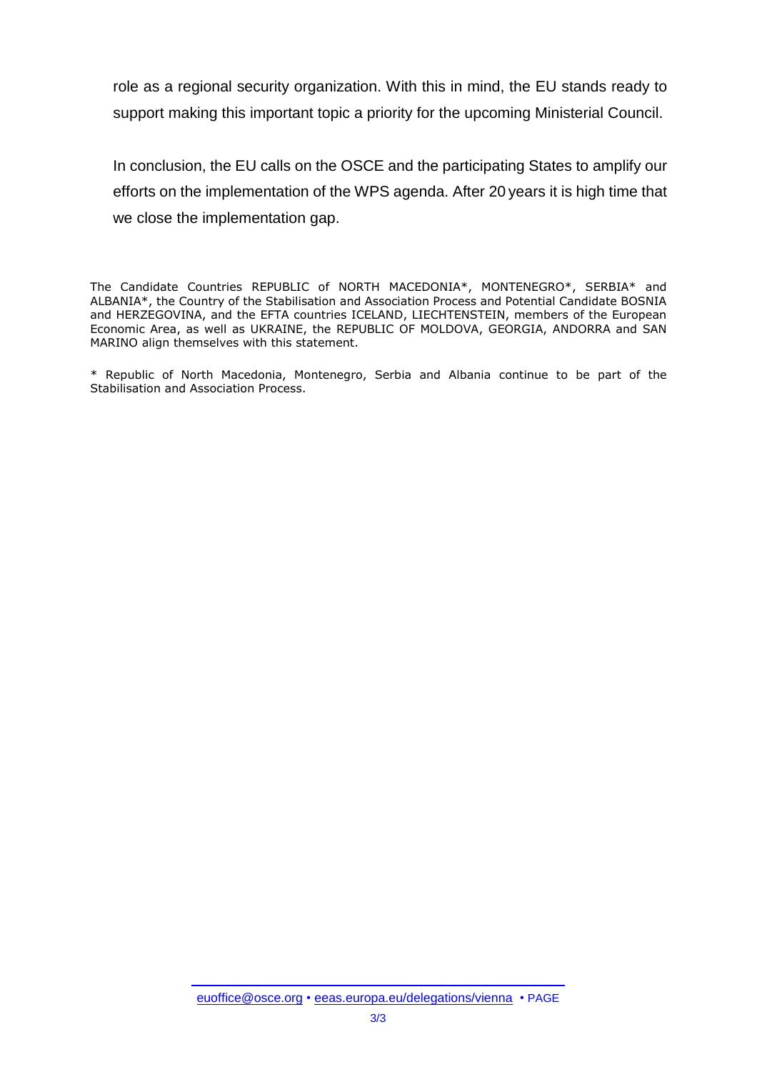role as a regional security organization. With this in mind, the EU stands ready to support making this important topic a priority for the upcoming Ministerial Council.

In conclusion, the EU calls on the OSCE and the participating States to amplify our efforts on the implementation of the WPS agenda. After 20 years it is high time that we close the implementation gap.

The Candidate Countries REPUBLIC of NORTH MACEDONIA*, MONTENEGRO*, SERBIA* and ALBANIA*, the Country of the Stabilisation and Association Process and Potential Candidate BOSNIA and HERZEGOVINA, and the EFTA countries ICELAND, LIECHTENSTEIN, members of the European Economic Area, as well as UKRAINE, the REPUBLIC OF MOLDOVA, GEORGIA, ANDORRA and SAN MARINO align themselves with this statement.

* Republic of North Macedonia, Montenegro, Serbia and Albania continue to be part of the Stabilisation and Association Process.